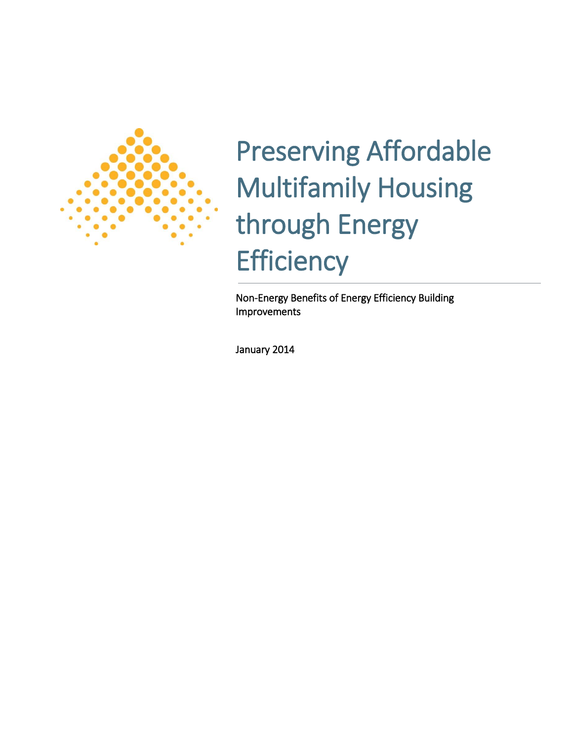# Preserving Affordable Multifamily Housing through Energy Efficiency

Non-Energy Benefits of Energy Efficiency Building Improvements

January 2014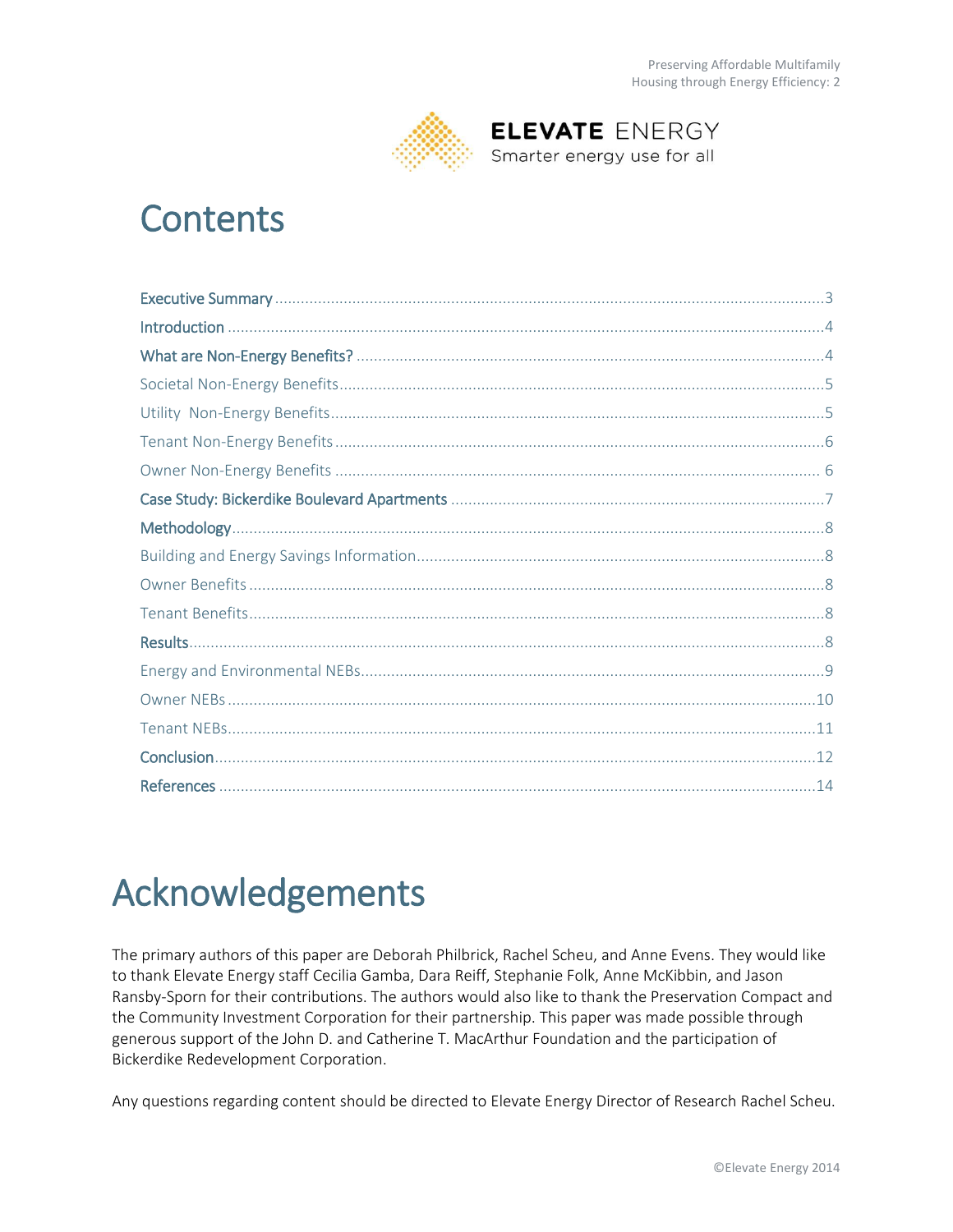# Contents

- Executive Summary ....3
- Introduction ....4
- What are Non-Energy Benefits? ....4
  - Societal Non-Energy Benefits ....5
  - Utility Non-Energy Benefits ....5
  - Tenant Non-Energy Benefits ....6
  - Owner Non-Energy Benefits ....6
- Case Study: Bickerdike Boulevard Apartments ....7
- Methodology ....8
  - Building and Energy Savings Information ....8
  - Owner Benefits ....8
  - Tenant Benefits ....8
- Results ....8
  - Energy and Environmental NEBs ....9
  - Owner NEBs ....10
  - Tenant NEBs ....11
- Conclusion ....12
- References ....14

# Acknowledgements

The primary authors of this paper are Deborah Philbrick, Rachel Scheu, and Anne Evens. They would like to thank Elevate Energy staff Cecilia Gamba, Dara Reiff, Stephanie Folk, Anne McKibbin, and Jason Ransby-Sporn for their contributions. The authors would also like to thank the Preservation Compact and the Community Investment Corporation for their partnership. This paper was made possible through generous support of the John D. and Catherine T. MacArthur Foundation and the participation of Bickerdike Redevelopment Corporation.

Any questions regarding content should be directed to Elevate Energy Director of Research Rachel Scheu.

©Elevate Energy 2014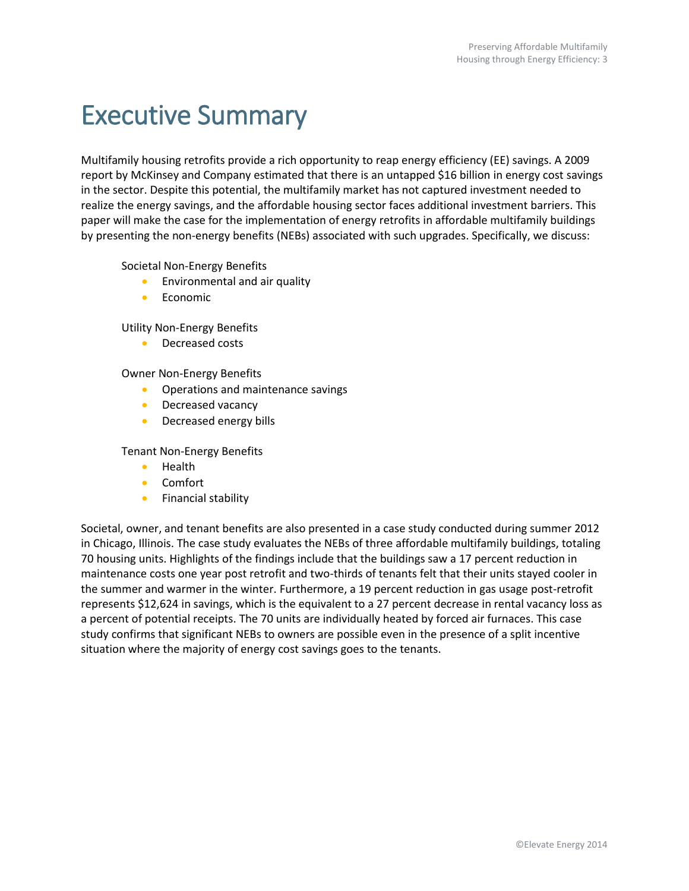# Executive Summary

Multifamily housing retrofits provide a rich opportunity to reap energy efficiency (EE) savings. A 2009 report by McKinsey and Company estimated that there is an untapped $16 billion in energy cost savings in the sector. Despite this potential, the multifamily market has not captured investment needed to realize the energy savings, and the affordable housing sector faces additional investment barriers. This paper will make the case for the implementation of energy retrofits in affordable multifamily buildings by presenting the non-energy benefits (NEBs) associated with such upgrades. Specifically, we discuss:

Societal Non-Energy Benefits

- Environmental and air quality
- Economic

Utility Non-Energy Benefits

- Decreased costs

Owner Non-Energy Benefits

- Operations and maintenance savings
- Decreased vacancy
- Decreased energy bills

Tenant Non-Energy Benefits

- Health
- Comfort
- Financial stability

Societal, owner, and tenant benefits are also presented in a case study conducted during summer 2012 in Chicago, Illinois. The case study evaluates the NEBs of three affordable multifamily buildings, totaling 70 housing units. Highlights of the findings include that the buildings saw a 17 percent reduction in maintenance costs one year post retrofit and two-thirds of tenants felt that their units stayed cooler in the summer and warmer in the winter. Furthermore, a 19 percent reduction in gas usage post-retrofit represents $12,624 in savings, which is the equivalent to a 27 percent decrease in rental vacancy loss as a percent of potential receipts. The 70 units are individually heated by forced air furnaces. This case study confirms that significant NEBs to owners are possible even in the presence of a split incentive situation where the majority of energy cost savings goes to the tenants.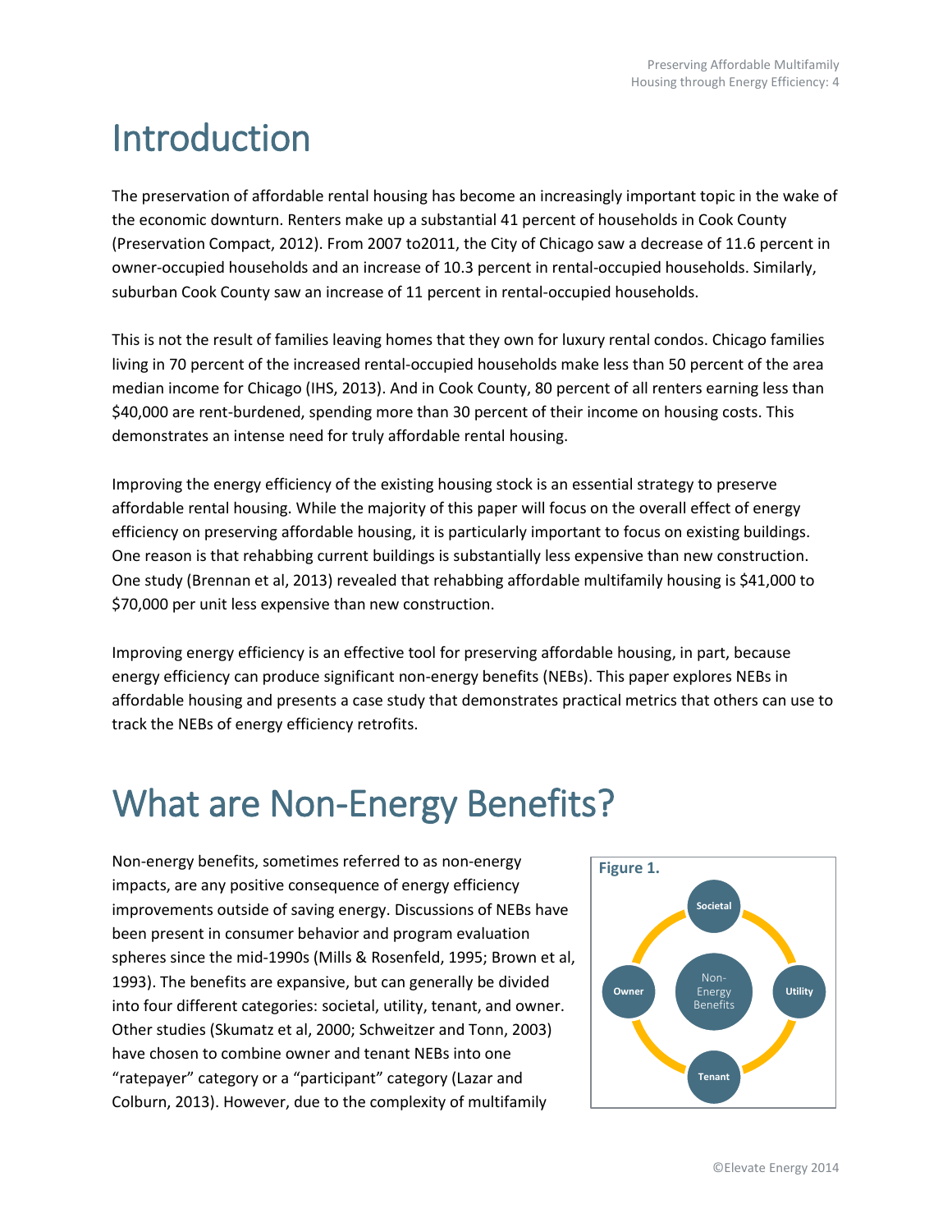# Introduction

The preservation of affordable rental housing has become an increasingly important topic in the wake of the economic downturn. Renters make up a substantial 41 percent of households in Cook County (Preservation Compact, 2012). From 2007 to2011, the City of Chicago saw a decrease of 11.6 percent in owner-occupied households and an increase of 10.3 percent in rental-occupied households. Similarly, suburban Cook County saw an increase of 11 percent in rental-occupied households.

This is not the result of families leaving homes that they own for luxury rental condos. Chicago families living in 70 percent of the increased rental-occupied households make less than 50 percent of the area median income for Chicago (IHS, 2013). And in Cook County, 80 percent of all renters earning less than $40,000 are rent-burdened, spending more than 30 percent of their income on housing costs. This demonstrates an intense need for truly affordable rental housing.

Improving the energy efficiency of the existing housing stock is an essential strategy to preserve affordable rental housing. While the majority of this paper will focus on the overall effect of energy efficiency on preserving affordable housing, it is particularly important to focus on existing buildings. One reason is that rehabbing current buildings is substantially less expensive than new construction. One study (Brennan et al, 2013) revealed that rehabbing affordable multifamily housing is $41,000 to $70,000 per unit less expensive than new construction.

Improving energy efficiency is an effective tool for preserving affordable housing, in part, because energy efficiency can produce significant non-energy benefits (NEBs). This paper explores NEBs in affordable housing and presents a case study that demonstrates practical metrics that others can use to track the NEBs of energy efficiency retrofits.

# What are Non-Energy Benefits?

Non-energy benefits, sometimes referred to as non-energy impacts, are any positive consequence of energy efficiency improvements outside of saving energy. Discussions of NEBs have been present in consumer behavior and program evaluation spheres since the mid-1990s (Mills & Rosenfeld, 1995; Brown et al, 1993). The benefits are expansive, but can generally be divided into four different categories: societal, utility, tenant, and owner. Other studies (Skumatz et al, 2000; Schweitzer and Tonn, 2003) have chosen to combine owner and tenant NEBs into one "ratepayer" category or a "participant" category (Lazar and Colburn, 2013). However, due to the complexity of multifamily

**Figure 1.**

Societal — Utility — Tenant — Owner — Non-Energy Benefits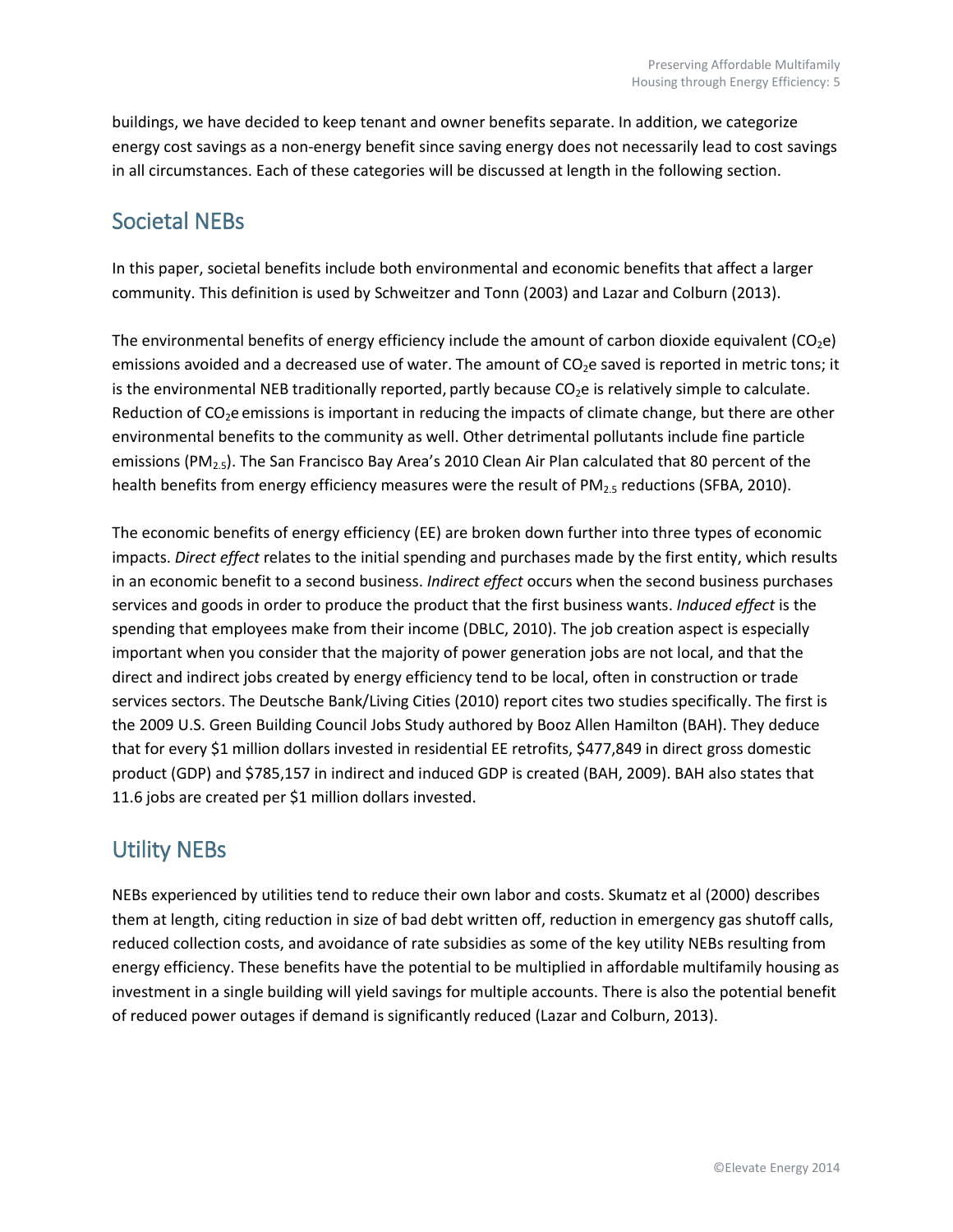buildings, we have decided to keep tenant and owner benefits separate. In addition, we categorize energy cost savings as a non-energy benefit since saving energy does not necessarily lead to cost savings in all circumstances. Each of these categories will be discussed at length in the following section.

## Societal NEBs

In this paper, societal benefits include both environmental and economic benefits that affect a larger community. This definition is used by Schweitzer and Tonn (2003) and Lazar and Colburn (2013).

The environmental benefits of energy efficiency include the amount of carbon dioxide equivalent ($CO_2e$) emissions avoided and a decreased use of water. The amount of $CO_2e$ saved is reported in metric tons; it is the environmental NEB traditionally reported, partly because $CO_2e$ is relatively simple to calculate. Reduction of $CO_2e$ emissions is important in reducing the impacts of climate change, but there are other environmental benefits to the community as well. Other detrimental pollutants include fine particle emissions ($PM_{2.5}$). The San Francisco Bay Area's 2010 Clean Air Plan calculated that 80 percent of the health benefits from energy efficiency measures were the result of $PM_{2.5}$ reductions (SFBA, 2010).

The economic benefits of energy efficiency (EE) are broken down further into three types of economic impacts. *Direct effect* relates to the initial spending and purchases made by the first entity, which results in an economic benefit to a second business. *Indirect effect* occurs when the second business purchases services and goods in order to produce the product that the first business wants. *Induced effect* is the spending that employees make from their income (DBLC, 2010). The job creation aspect is especially important when you consider that the majority of power generation jobs are not local, and that the direct and indirect jobs created by energy efficiency tend to be local, often in construction or trade services sectors. The Deutsche Bank/Living Cities (2010) report cites two studies specifically. The first is the 2009 U.S. Green Building Council Jobs Study authored by Booz Allen Hamilton (BAH). They deduce that for every $1 million dollars invested in residential EE retrofits, $477,849 in direct gross domestic product (GDP) and $785,157 in indirect and induced GDP is created (BAH, 2009). BAH also states that 11.6 jobs are created per $1 million dollars invested.

## Utility NEBs

NEBs experienced by utilities tend to reduce their own labor and costs. Skumatz et al (2000) describes them at length, citing reduction in size of bad debt written off, reduction in emergency gas shutoff calls, reduced collection costs, and avoidance of rate subsidies as some of the key utility NEBs resulting from energy efficiency. These benefits have the potential to be multiplied in affordable multifamily housing as investment in a single building will yield savings for multiple accounts. There is also the potential benefit of reduced power outages if demand is significantly reduced (Lazar and Colburn, 2013).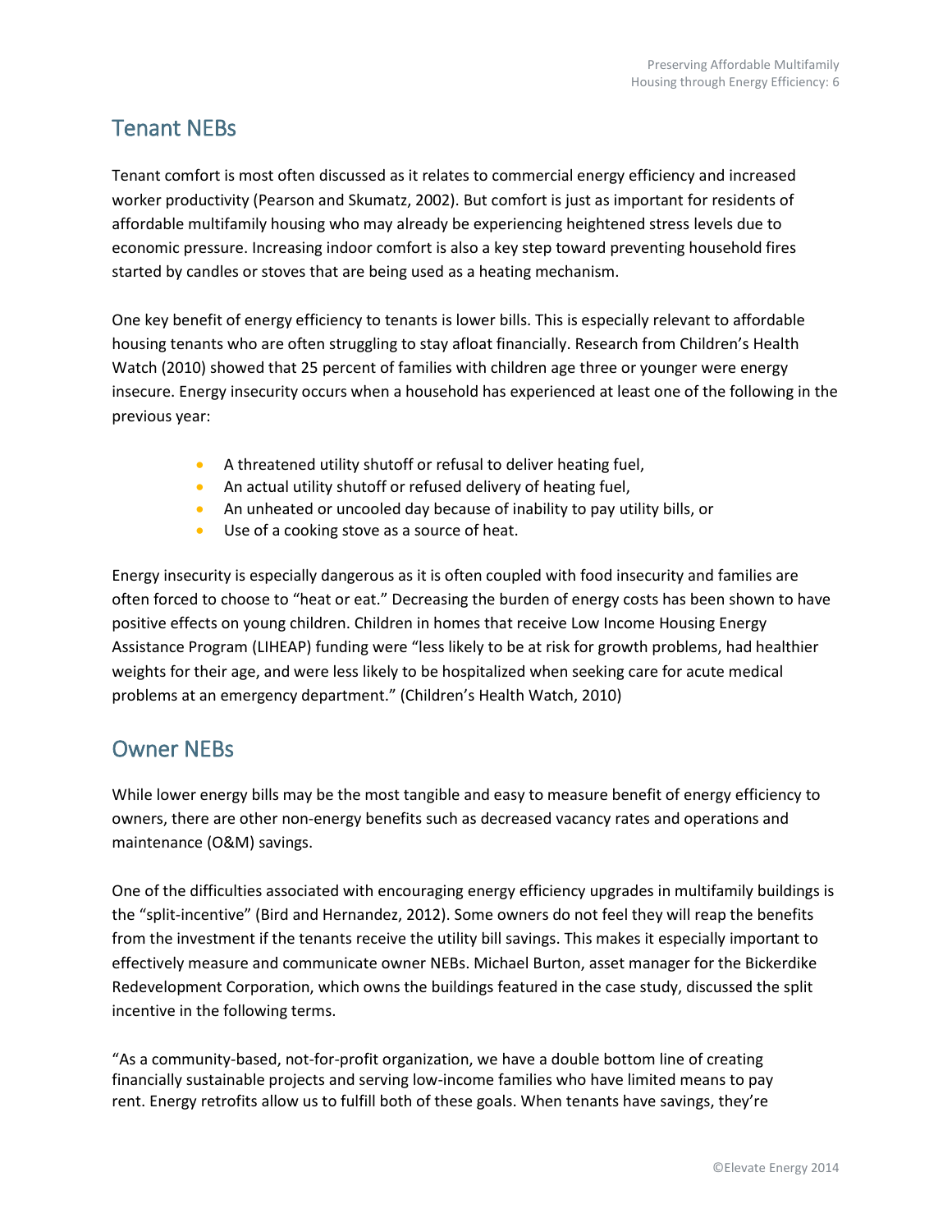## Tenant NEBs

Tenant comfort is most often discussed as it relates to commercial energy efficiency and increased worker productivity (Pearson and Skumatz, 2002). But comfort is just as important for residents of affordable multifamily housing who may already be experiencing heightened stress levels due to economic pressure. Increasing indoor comfort is also a key step toward preventing household fires started by candles or stoves that are being used as a heating mechanism.

One key benefit of energy efficiency to tenants is lower bills. This is especially relevant to affordable housing tenants who are often struggling to stay afloat financially. Research from Children's Health Watch (2010) showed that 25 percent of families with children age three or younger were energy insecure. Energy insecurity occurs when a household has experienced at least one of the following in the previous year:

- A threatened utility shutoff or refusal to deliver heating fuel,
- An actual utility shutoff or refused delivery of heating fuel,
- An unheated or uncooled day because of inability to pay utility bills, or
- Use of a cooking stove as a source of heat.

Energy insecurity is especially dangerous as it is often coupled with food insecurity and families are often forced to choose to "heat or eat." Decreasing the burden of energy costs has been shown to have positive effects on young children. Children in homes that receive Low Income Housing Energy Assistance Program (LIHEAP) funding were "less likely to be at risk for growth problems, had healthier weights for their age, and were less likely to be hospitalized when seeking care for acute medical problems at an emergency department." (Children's Health Watch, 2010)

## Owner NEBs

While lower energy bills may be the most tangible and easy to measure benefit of energy efficiency to owners, there are other non-energy benefits such as decreased vacancy rates and operations and maintenance (O&M) savings.

One of the difficulties associated with encouraging energy efficiency upgrades in multifamily buildings is the "split-incentive" (Bird and Hernandez, 2012). Some owners do not feel they will reap the benefits from the investment if the tenants receive the utility bill savings. This makes it especially important to effectively measure and communicate owner NEBs. Michael Burton, asset manager for the Bickerdike Redevelopment Corporation, which owns the buildings featured in the case study, discussed the split incentive in the following terms.

"As a community-based, not-for-profit organization, we have a double bottom line of creating financially sustainable projects and serving low-income families who have limited means to pay rent. Energy retrofits allow us to fulfill both of these goals. When tenants have savings, they're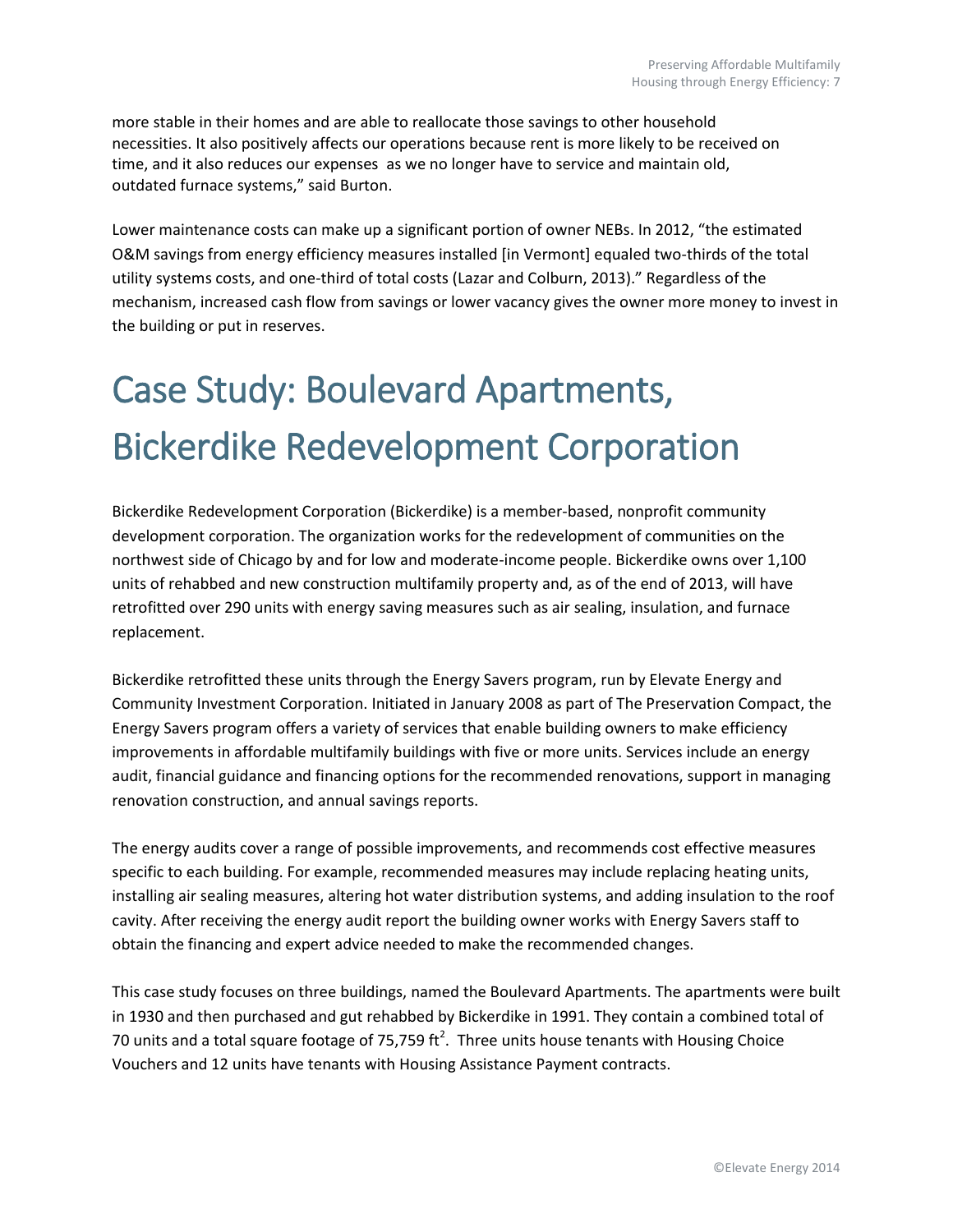more stable in their homes and are able to reallocate those savings to other household necessities. It also positively affects our operations because rent is more likely to be received on time, and it also reduces our expenses as we no longer have to service and maintain old, outdated furnace systems," said Burton.

Lower maintenance costs can make up a significant portion of owner NEBs. In 2012, "the estimated O&M savings from energy efficiency measures installed [in Vermont] equaled two-thirds of the total utility systems costs, and one-third of total costs (Lazar and Colburn, 2013)." Regardless of the mechanism, increased cash flow from savings or lower vacancy gives the owner more money to invest in the building or put in reserves.

# Case Study: Boulevard Apartments, Bickerdike Redevelopment Corporation

Bickerdike Redevelopment Corporation (Bickerdike) is a member-based, nonprofit community development corporation. The organization works for the redevelopment of communities on the northwest side of Chicago by and for low and moderate-income people. Bickerdike owns over 1,100 units of rehabbed and new construction multifamily property and, as of the end of 2013, will have retrofitted over 290 units with energy saving measures such as air sealing, insulation, and furnace replacement.

Bickerdike retrofitted these units through the Energy Savers program, run by Elevate Energy and Community Investment Corporation. Initiated in January 2008 as part of The Preservation Compact, the Energy Savers program offers a variety of services that enable building owners to make efficiency improvements in affordable multifamily buildings with five or more units. Services include an energy audit, financial guidance and financing options for the recommended renovations, support in managing renovation construction, and annual savings reports.

The energy audits cover a range of possible improvements, and recommends cost effective measures specific to each building. For example, recommended measures may include replacing heating units, installing air sealing measures, altering hot water distribution systems, and adding insulation to the roof cavity. After receiving the energy audit report the building owner works with Energy Savers staff to obtain the financing and expert advice needed to make the recommended changes.

This case study focuses on three buildings, named the Boulevard Apartments. The apartments were built in 1930 and then purchased and gut rehabbed by Bickerdike in 1991. They contain a combined total of 70 units and a total square footage of 75,759 $ft^2$. Three units house tenants with Housing Choice Vouchers and 12 units have tenants with Housing Assistance Payment contracts.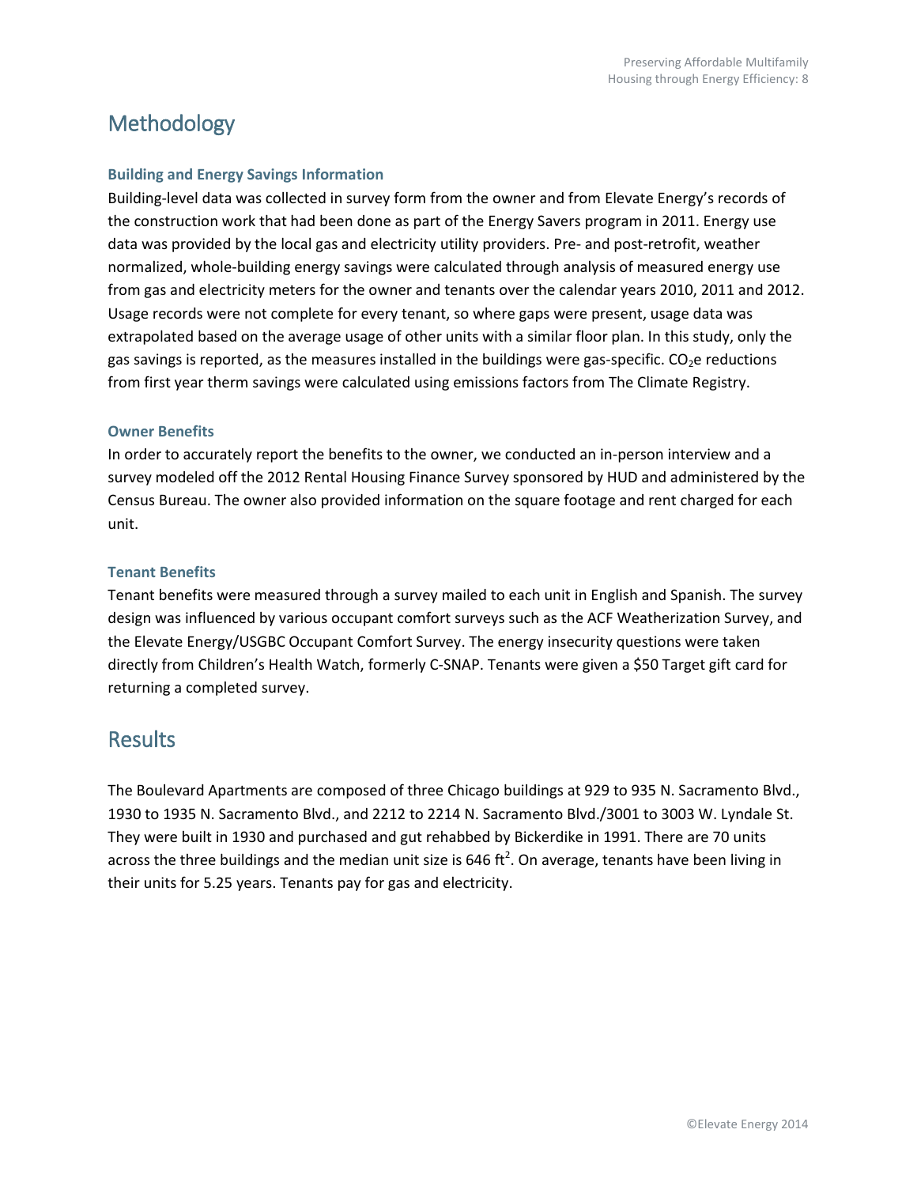# Methodology

### Building and Energy Savings Information

Building-level data was collected in survey form from the owner and from Elevate Energy's records of the construction work that had been done as part of the Energy Savers program in 2011. Energy use data was provided by the local gas and electricity utility providers. Pre- and post-retrofit, weather normalized, whole-building energy savings were calculated through analysis of measured energy use from gas and electricity meters for the owner and tenants over the calendar years 2010, 2011 and 2012. Usage records were not complete for every tenant, so where gaps were present, usage data was extrapolated based on the average usage of other units with a similar floor plan. In this study, only the gas savings is reported, as the measures installed in the buildings were gas-specific. $CO_2$e reductions from first year therm savings were calculated using emissions factors from The Climate Registry.

### Owner Benefits

In order to accurately report the benefits to the owner, we conducted an in-person interview and a survey modeled off the 2012 Rental Housing Finance Survey sponsored by HUD and administered by the Census Bureau. The owner also provided information on the square footage and rent charged for each unit.

### Tenant Benefits

Tenant benefits were measured through a survey mailed to each unit in English and Spanish. The survey design was influenced by various occupant comfort surveys such as the ACF Weatherization Survey, and the Elevate Energy/USGBC Occupant Comfort Survey. The energy insecurity questions were taken directly from Children's Health Watch, formerly C-SNAP. Tenants were given a $50 Target gift card for returning a completed survey.

# Results

The Boulevard Apartments are composed of three Chicago buildings at 929 to 935 N. Sacramento Blvd., 1930 to 1935 N. Sacramento Blvd., and 2212 to 2214 N. Sacramento Blvd./3001 to 3003 W. Lyndale St. They were built in 1930 and purchased and gut rehabbed by Bickerdike in 1991. There are 70 units across the three buildings and the median unit size is 646 $ft^2$. On average, tenants have been living in their units for 5.25 years. Tenants pay for gas and electricity.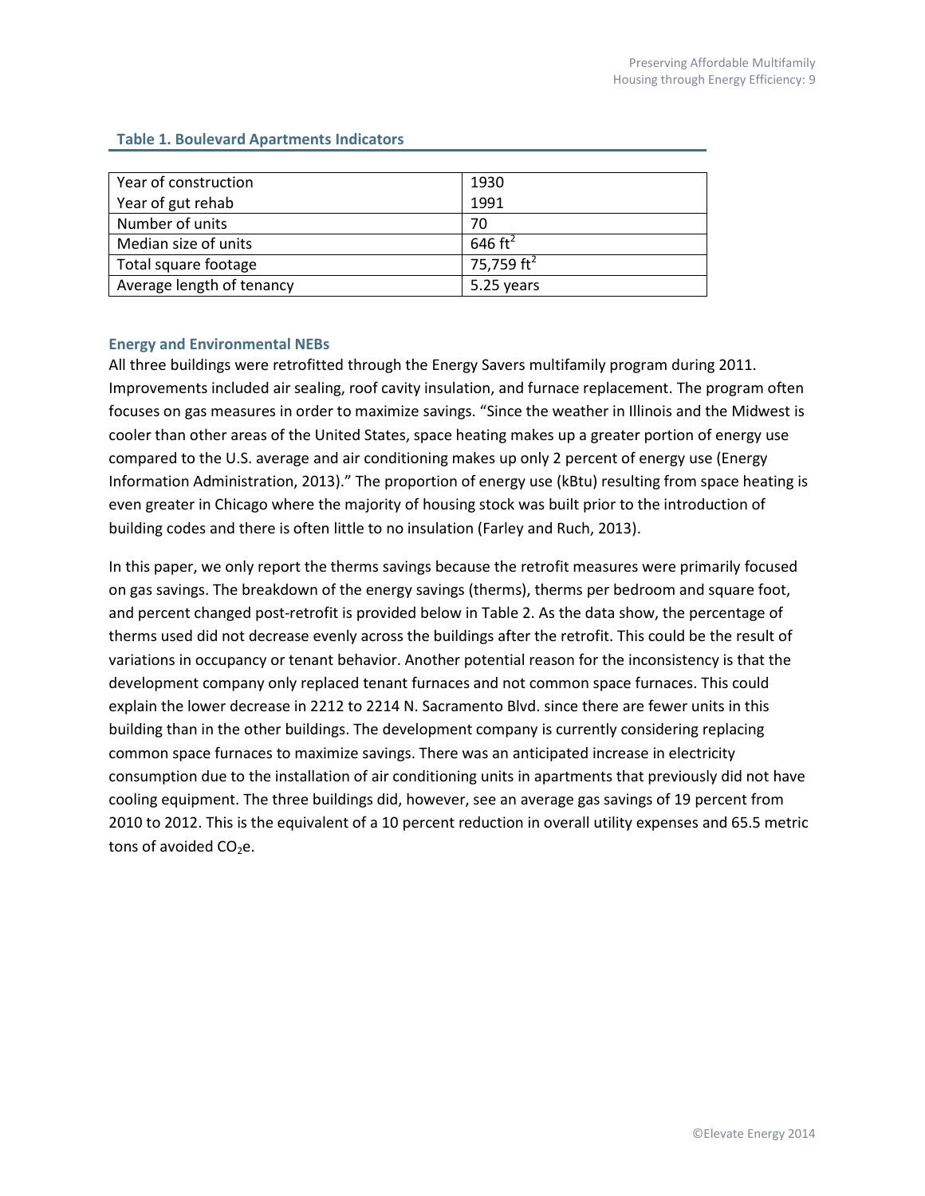**Table 1. Boulevard Apartments Indicators**

| | |
|---|---|
| Year of construction | 1930 |
| Year of gut rehab | 1991 |
| Number of units | 70 |
| Median size of units | 646 $ft^2$ |
| Total square footage | 75,759 $ft^2$ |
| Average length of tenancy | 5.25 years |

### Energy and Environmental NEBs

All three buildings were retrofitted through the Energy Savers multifamily program during 2011. Improvements included air sealing, roof cavity insulation, and furnace replacement. The program often focuses on gas measures in order to maximize savings. "Since the weather in Illinois and the Midwest is cooler than other areas of the United States, space heating makes up a greater portion of energy use compared to the U.S. average and air conditioning makes up only 2 percent of energy use (Energy Information Administration, 2013)." The proportion of energy use (kBtu) resulting from space heating is even greater in Chicago where the majority of housing stock was built prior to the introduction of building codes and there is often little to no insulation (Farley and Ruch, 2013).

In this paper, we only report the therms savings because the retrofit measures were primarily focused on gas savings. The breakdown of the energy savings (therms), therms per bedroom and square foot, and percent changed post-retrofit is provided below in Table 2. As the data show, the percentage of therms used did not decrease evenly across the buildings after the retrofit. This could be the result of variations in occupancy or tenant behavior. Another potential reason for the inconsistency is that the development company only replaced tenant furnaces and not common space furnaces. This could explain the lower decrease in 2212 to 2214 N. Sacramento Blvd. since there are fewer units in this building than in the other buildings. The development company is currently considering replacing common space furnaces to maximize savings. There was an anticipated increase in electricity consumption due to the installation of air conditioning units in apartments that previously did not have cooling equipment. The three buildings did, however, see an average gas savings of 19 percent from 2010 to 2012. This is the equivalent of a 10 percent reduction in overall utility expenses and 65.5 metric tons of avoided $CO_2$e.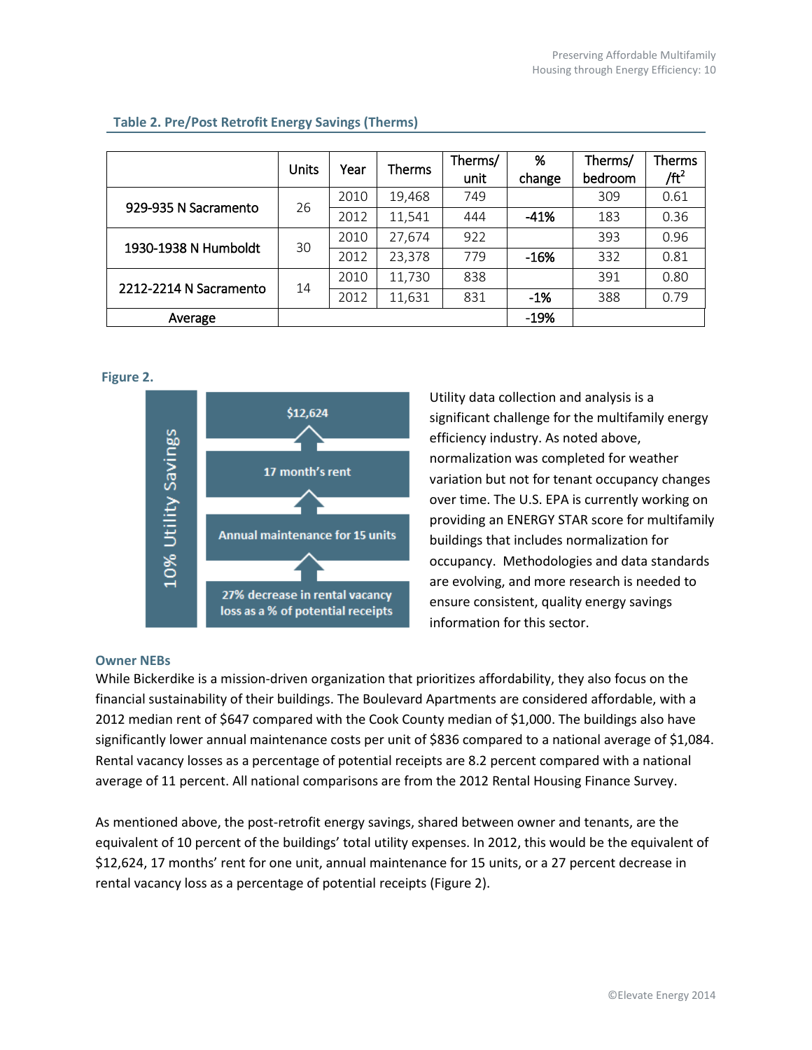**Table 2. Pre/Post Retrofit Energy Savings (Therms)**

| | Units | Year | Therms | Therms/ unit | % change | Therms/ bedroom | Therms /ft$^2$ |
|---|---|---|---|---|---|---|---|
| 929-935 N Sacramento | 26 | 2010 | 19,468 | 749 | | 309 | 0.61 |
| | | 2012 | 11,541 | 444 | -41% | 183 | 0.36 |
| 1930-1938 N Humboldt | 30 | 2010 | 27,674 | 922 | | 393 | 0.96 |
| | | 2012 | 23,378 | 779 | -16% | 332 | 0.81 |
| 2212-2214 N Sacramento | 14 | 2010 | 11,730 | 838 | | 391 | 0.80 |
| | | 2012 | 11,631 | 831 | -1% | 388 | 0.79 |
| Average | | | | | -19% | | |

**Figure 2.**

10% Utility Savings

- $12,624
- 17 month's rent
- Annual maintenance for 15 units
- 27% decrease in rental vacancy loss as a % of potential receipts

Utility data collection and analysis is a significant challenge for the multifamily energy efficiency industry. As noted above, normalization was completed for weather variation but not for tenant occupancy changes over time. The U.S. EPA is currently working on providing an ENERGY STAR score for multifamily buildings that includes normalization for occupancy. Methodologies and data standards are evolving, and more research is needed to ensure consistent, quality energy savings information for this sector.

### Owner NEBs

While Bickerdike is a mission-driven organization that prioritizes affordability, they also focus on the financial sustainability of their buildings. The Boulevard Apartments are considered affordable, with a 2012 median rent of $647 compared with the Cook County median of $1,000. The buildings also have significantly lower annual maintenance costs per unit of $836 compared to a national average of $1,084. Rental vacancy losses as a percentage of potential receipts are 8.2 percent compared with a national average of 11 percent. All national comparisons are from the 2012 Rental Housing Finance Survey.

As mentioned above, the post-retrofit energy savings, shared between owner and tenants, are the equivalent of 10 percent of the buildings' total utility expenses. In 2012, this would be the equivalent of $12,624, 17 months' rent for one unit, annual maintenance for 15 units, or a 27 percent decrease in rental vacancy loss as a percentage of potential receipts (Figure 2).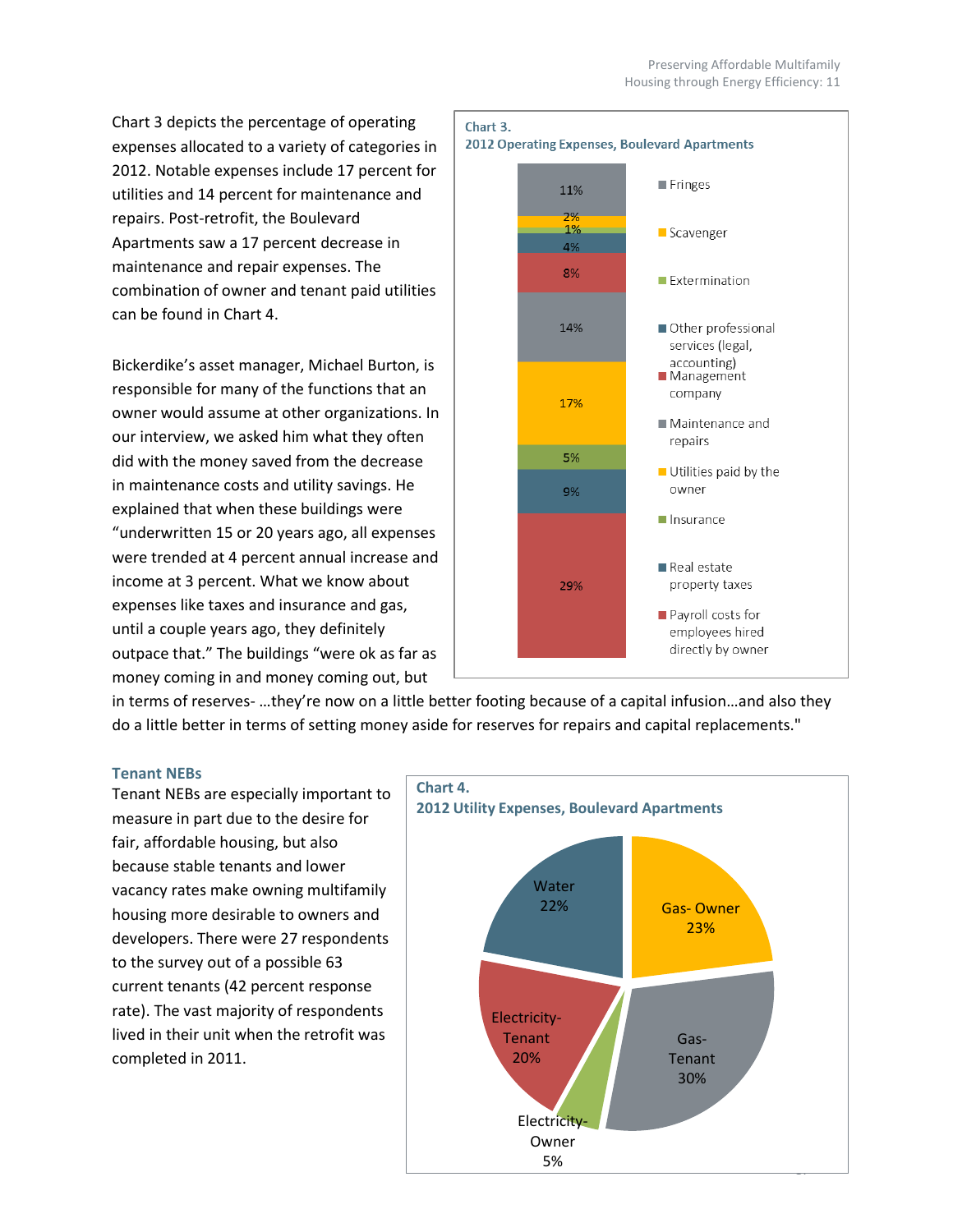Chart 3 depicts the percentage of operating expenses allocated to a variety of categories in 2012. Notable expenses include 17 percent for utilities and 14 percent for maintenance and repairs. Post-retrofit, the Boulevard Apartments saw a 17 percent decrease in maintenance and repair expenses. The combination of owner and tenant paid utilities can be found in Chart 4.

Chart 3.
2012 Operating Expenses, Boulevard Apartments

| Category | Percent |
|---|---|
| Fringes | 11% |
| Scavenger | 2% |
| Extermination | 1% |
| Other professional services (legal, accounting) | 4% |
| Management company | 8% |
| Maintenance and repairs | 14% |
| Utilities paid by the owner | 17% |
| Insurance | 5% |
| Real estate property taxes | 9% |
| Payroll costs for employees hired directly by owner | 29% |

Bickerdike's asset manager, Michael Burton, is responsible for many of the functions that an owner would assume at other organizations. In our interview, we asked him what they often did with the money saved from the decrease in maintenance costs and utility savings. He explained that when these buildings were "underwritten 15 or 20 years ago, all expenses were trended at 4 percent annual increase and income at 3 percent. What we know about expenses like taxes and insurance and gas, until a couple years ago, they definitely outpace that." The buildings "were ok as far as money coming in and money coming out, but in terms of reserves- …they're now on a little better footing because of a capital infusion…and also they do a little better in terms of setting money aside for reserves for repairs and capital replacements."

### Tenant NEBs

Tenant NEBs are especially important to measure in part due to the desire for fair, affordable housing, but also because stable tenants and lower vacancy rates make owning multifamily housing more desirable to owners and developers. There were 27 respondents to the survey out of a possible 63 current tenants (42 percent response rate). The vast majority of respondents lived in their unit when the retrofit was completed in 2011.

Chart 4.
2012 Utility Expenses, Boulevard Apartments

| Utility | Percent |
|---|---|
| Gas- Owner | 23% |
| Gas- Tenant | 30% |
| Electricity- Owner | 5% |
| Electricity- Tenant | 20% |
| Water | 22% |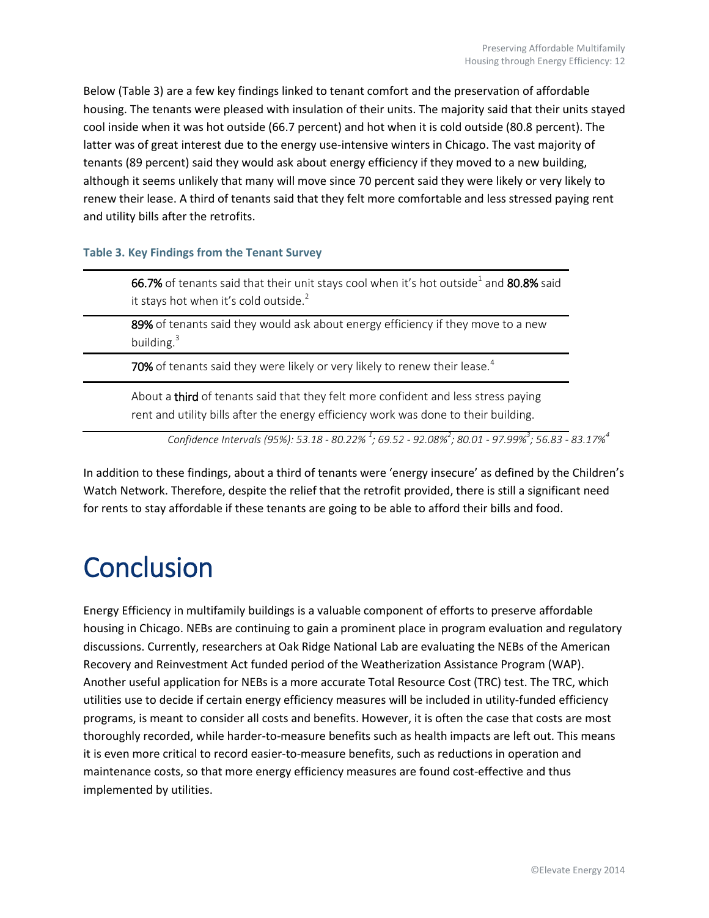Below (Table 3) are a few key findings linked to tenant comfort and the preservation of affordable housing. The tenants were pleased with insulation of their units. The majority said that their units stayed cool inside when it was hot outside (66.7 percent) and hot when it is cold outside (80.8 percent). The latter was of great interest due to the energy use-intensive winters in Chicago. The vast majority of tenants (89 percent) said they would ask about energy efficiency if they moved to a new building, although it seems unlikely that many will move since 70 percent said they were likely or very likely to renew their lease. A third of tenants said that they felt more comfortable and less stressed paying rent and utility bills after the retrofits.

**Table 3. Key Findings from the Tenant Survey**

| Key Findings |
|---|
| **66.7%** of tenants said that their unit stays cool when it's hot outside[1] and **80.8%** said it stays hot when it's cold outside.[2] |
| **89%** of tenants said they would ask about energy efficiency if they move to a new building.[3] |
| **70%** of tenants said they were likely or very likely to renew their lease.[4] |
| About a **third** of tenants said that they felt more confident and less stress paying rent and utility bills after the energy efficiency work was done to their building. |

*Confidence Intervals (95%): 53.18 - 80.22% [1]; 69.52 - 92.08%[2]; 80.01 - 97.99%[3]; 56.83 - 83.17%[4]*

In addition to these findings, about a third of tenants were 'energy insecure' as defined by the Children's Watch Network. Therefore, despite the relief that the retrofit provided, there is still a significant need for rents to stay affordable if these tenants are going to be able to afford their bills and food.

# Conclusion

Energy Efficiency in multifamily buildings is a valuable component of efforts to preserve affordable housing in Chicago. NEBs are continuing to gain a prominent place in program evaluation and regulatory discussions. Currently, researchers at Oak Ridge National Lab are evaluating the NEBs of the American Recovery and Reinvestment Act funded period of the Weatherization Assistance Program (WAP). Another useful application for NEBs is a more accurate Total Resource Cost (TRC) test. The TRC, which utilities use to decide if certain energy efficiency measures will be included in utility-funded efficiency programs, is meant to consider all costs and benefits. However, it is often the case that costs are most thoroughly recorded, while harder-to-measure benefits such as health impacts are left out. This means it is even more critical to record easier-to-measure benefits, such as reductions in operation and maintenance costs, so that more energy efficiency measures are found cost-effective and thus implemented by utilities.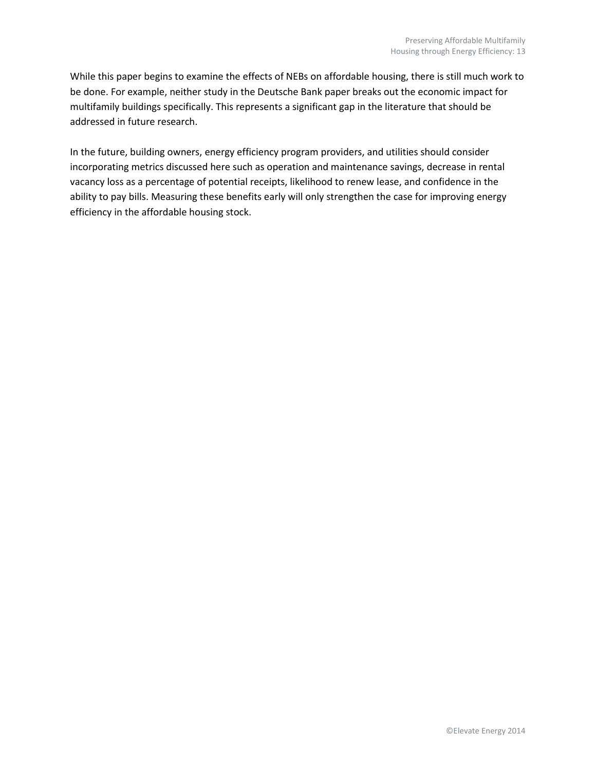While this paper begins to examine the effects of NEBs on affordable housing, there is still much work to be done. For example, neither study in the Deutsche Bank paper breaks out the economic impact for multifamily buildings specifically. This represents a significant gap in the literature that should be addressed in future research.

In the future, building owners, energy efficiency program providers, and utilities should consider incorporating metrics discussed here such as operation and maintenance savings, decrease in rental vacancy loss as a percentage of potential receipts, likelihood to renew lease, and confidence in the ability to pay bills. Measuring these benefits early will only strengthen the case for improving energy efficiency in the affordable housing stock.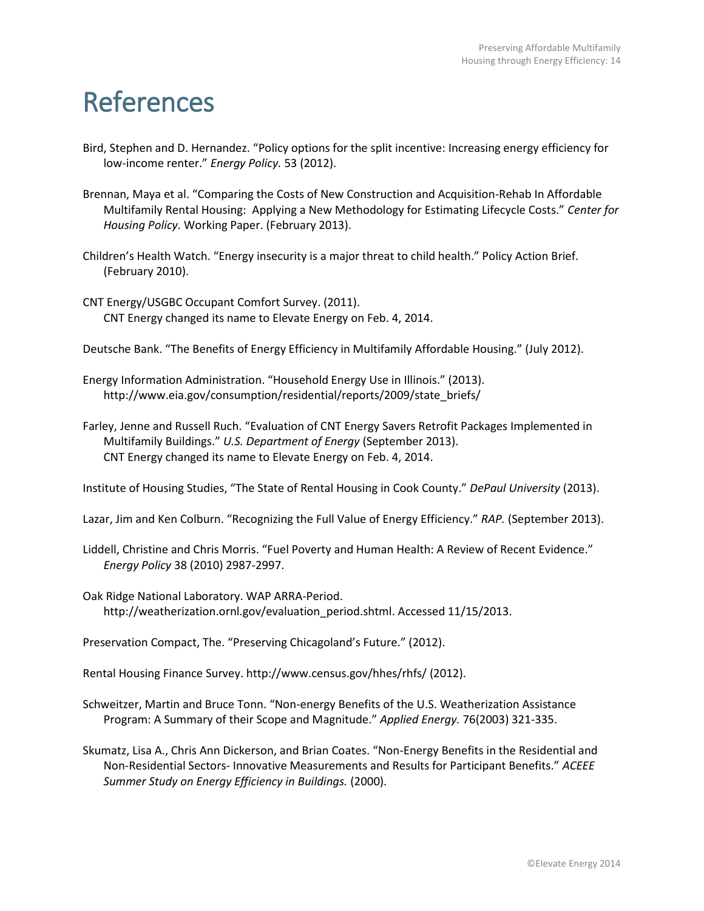# References

Bird, Stephen and D. Hernandez. "Policy options for the split incentive: Increasing energy efficiency for low-income renter." *Energy Policy.* 53 (2012).

Brennan, Maya et al. "Comparing the Costs of New Construction and Acquisition-Rehab In Affordable Multifamily Rental Housing: Applying a New Methodology for Estimating Lifecycle Costs." *Center for Housing Policy.* Working Paper. (February 2013).

Children's Health Watch. "Energy insecurity is a major threat to child health." Policy Action Brief. (February 2010).

CNT Energy/USGBC Occupant Comfort Survey. (2011).
CNT Energy changed its name to Elevate Energy on Feb. 4, 2014.

Deutsche Bank. "The Benefits of Energy Efficiency in Multifamily Affordable Housing." (July 2012).

Energy Information Administration. "Household Energy Use in Illinois." (2013).
http://www.eia.gov/consumption/residential/reports/2009/state_briefs/

Farley, Jenne and Russell Ruch. "Evaluation of CNT Energy Savers Retrofit Packages Implemented in Multifamily Buildings." *U.S. Department of Energy* (September 2013).
CNT Energy changed its name to Elevate Energy on Feb. 4, 2014.

Institute of Housing Studies, "The State of Rental Housing in Cook County." *DePaul University* (2013).

Lazar, Jim and Ken Colburn. "Recognizing the Full Value of Energy Efficiency." *RAP.* (September 2013).

Liddell, Christine and Chris Morris. "Fuel Poverty and Human Health: A Review of Recent Evidence." *Energy Policy* 38 (2010) 2987-2997.

Oak Ridge National Laboratory. WAP ARRA-Period.
http://weatherization.ornl.gov/evaluation_period.shtml. Accessed 11/15/2013.

Preservation Compact, The. "Preserving Chicagoland's Future." (2012).

Rental Housing Finance Survey. http://www.census.gov/hhes/rhfs/ (2012).

Schweitzer, Martin and Bruce Tonn. "Non-energy Benefits of the U.S. Weatherization Assistance Program: A Summary of their Scope and Magnitude." *Applied Energy.* 76(2003) 321-335.

Skumatz, Lisa A., Chris Ann Dickerson, and Brian Coates. "Non-Energy Benefits in the Residential and Non-Residential Sectors- Innovative Measurements and Results for Participant Benefits." *ACEEE Summer Study on Energy Efficiency in Buildings.* (2000).

©Elevate Energy 2014